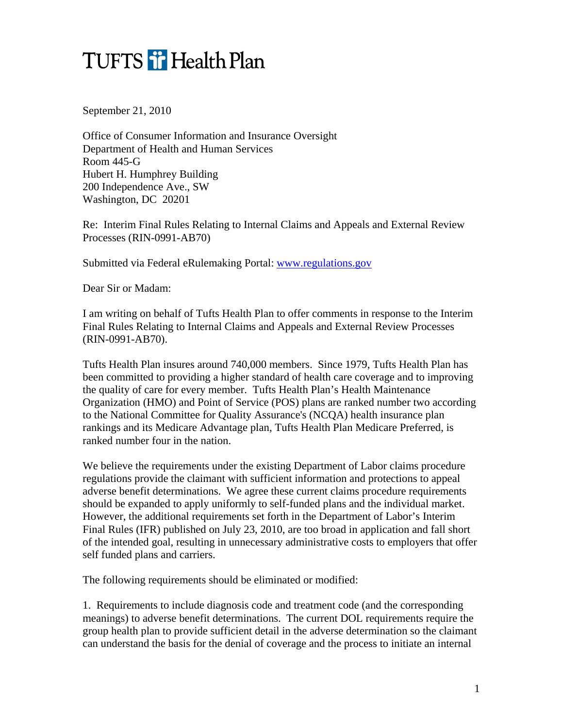# TUFTS Health Plan

September 21, 2010

Office of Consumer Information and Insurance Oversight
Department of Health and Human Services
Room 445-G
Hubert H. Humphrey Building
200 Independence Ave., SW
Washington, DC 20201

Re: Interim Final Rules Relating to Internal Claims and Appeals and External Review Processes (RIN-0991-AB70)

Submitted via Federal eRulemaking Portal: [www.regulations.gov](www.regulations.gov)

Dear Sir or Madam:

I am writing on behalf of Tufts Health Plan to offer comments in response to the Interim Final Rules Relating to Internal Claims and Appeals and External Review Processes (RIN-0991-AB70).

Tufts Health Plan insures around 740,000 members. Since 1979, Tufts Health Plan has been committed to providing a higher standard of health care coverage and to improving the quality of care for every member. Tufts Health Plan's Health Maintenance Organization (HMO) and Point of Service (POS) plans are ranked number two according to the National Committee for Quality Assurance's (NCQA) health insurance plan rankings and its Medicare Advantage plan, Tufts Health Plan Medicare Preferred, is ranked number four in the nation.

We believe the requirements under the existing Department of Labor claims procedure regulations provide the claimant with sufficient information and protections to appeal adverse benefit determinations. We agree these current claims procedure requirements should be expanded to apply uniformly to self-funded plans and the individual market. However, the additional requirements set forth in the Department of Labor's Interim Final Rules (IFR) published on July 23, 2010, are too broad in application and fall short of the intended goal, resulting in unnecessary administrative costs to employers that offer self funded plans and carriers.

The following requirements should be eliminated or modified:

1. Requirements to include diagnosis code and treatment code (and the corresponding meanings) to adverse benefit determinations. The current DOL requirements require the group health plan to provide sufficient detail in the adverse determination so the claimant can understand the basis for the denial of coverage and the process to initiate an internal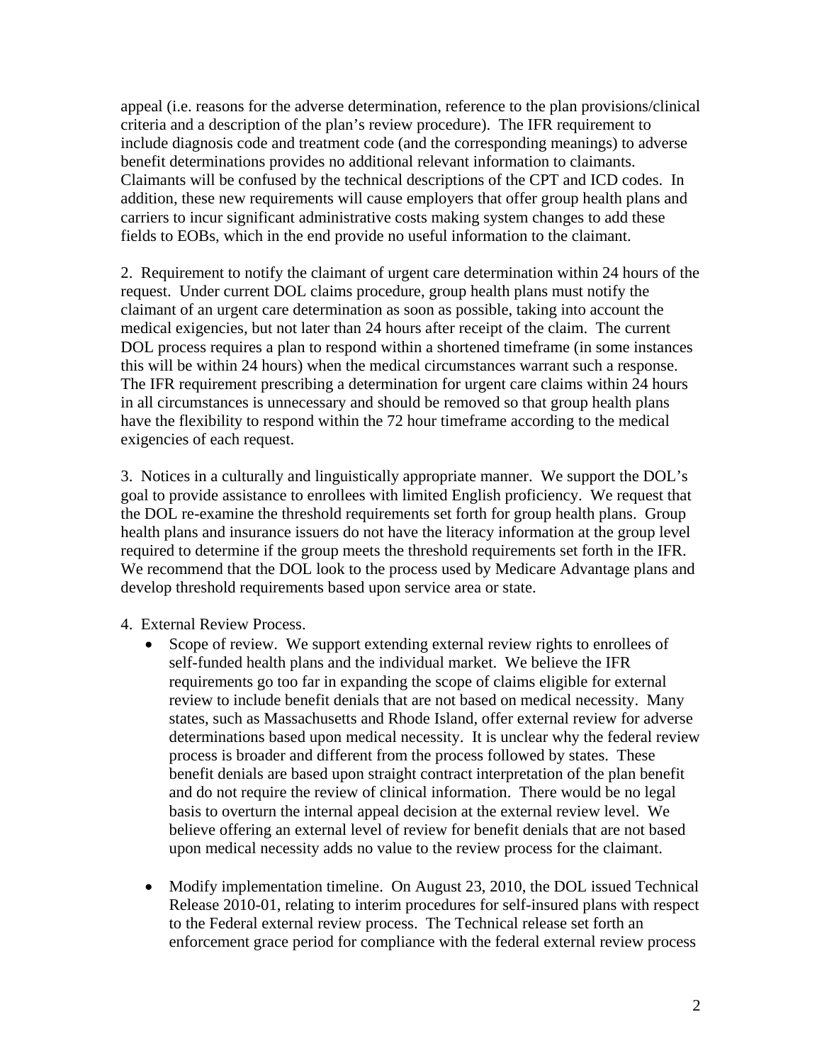appeal (i.e. reasons for the adverse determination, reference to the plan provisions/clinical criteria and a description of the plan's review procedure). The IFR requirement to include diagnosis code and treatment code (and the corresponding meanings) to adverse benefit determinations provides no additional relevant information to claimants. Claimants will be confused by the technical descriptions of the CPT and ICD codes. In addition, these new requirements will cause employers that offer group health plans and carriers to incur significant administrative costs making system changes to add these fields to EOBs, which in the end provide no useful information to the claimant.

2. Requirement to notify the claimant of urgent care determination within 24 hours of the request. Under current DOL claims procedure, group health plans must notify the claimant of an urgent care determination as soon as possible, taking into account the medical exigencies, but not later than 24 hours after receipt of the claim. The current DOL process requires a plan to respond within a shortened timeframe (in some instances this will be within 24 hours) when the medical circumstances warrant such a response. The IFR requirement prescribing a determination for urgent care claims within 24 hours in all circumstances is unnecessary and should be removed so that group health plans have the flexibility to respond within the 72 hour timeframe according to the medical exigencies of each request.

3. Notices in a culturally and linguistically appropriate manner. We support the DOL's goal to provide assistance to enrollees with limited English proficiency. We request that the DOL re-examine the threshold requirements set forth for group health plans. Group health plans and insurance issuers do not have the literacy information at the group level required to determine if the group meets the threshold requirements set forth in the IFR. We recommend that the DOL look to the process used by Medicare Advantage plans and develop threshold requirements based upon service area or state.

4. External Review Process.

- Scope of review. We support extending external review rights to enrollees of self-funded health plans and the individual market. We believe the IFR requirements go too far in expanding the scope of claims eligible for external review to include benefit denials that are not based on medical necessity. Many states, such as Massachusetts and Rhode Island, offer external review for adverse determinations based upon medical necessity. It is unclear why the federal review process is broader and different from the process followed by states. These benefit denials are based upon straight contract interpretation of the plan benefit and do not require the review of clinical information. There would be no legal basis to overturn the internal appeal decision at the external review level. We believe offering an external level of review for benefit denials that are not based upon medical necessity adds no value to the review process for the claimant.

- Modify implementation timeline. On August 23, 2010, the DOL issued Technical Release 2010-01, relating to interim procedures for self-insured plans with respect to the Federal external review process. The Technical release set forth an enforcement grace period for compliance with the federal external review process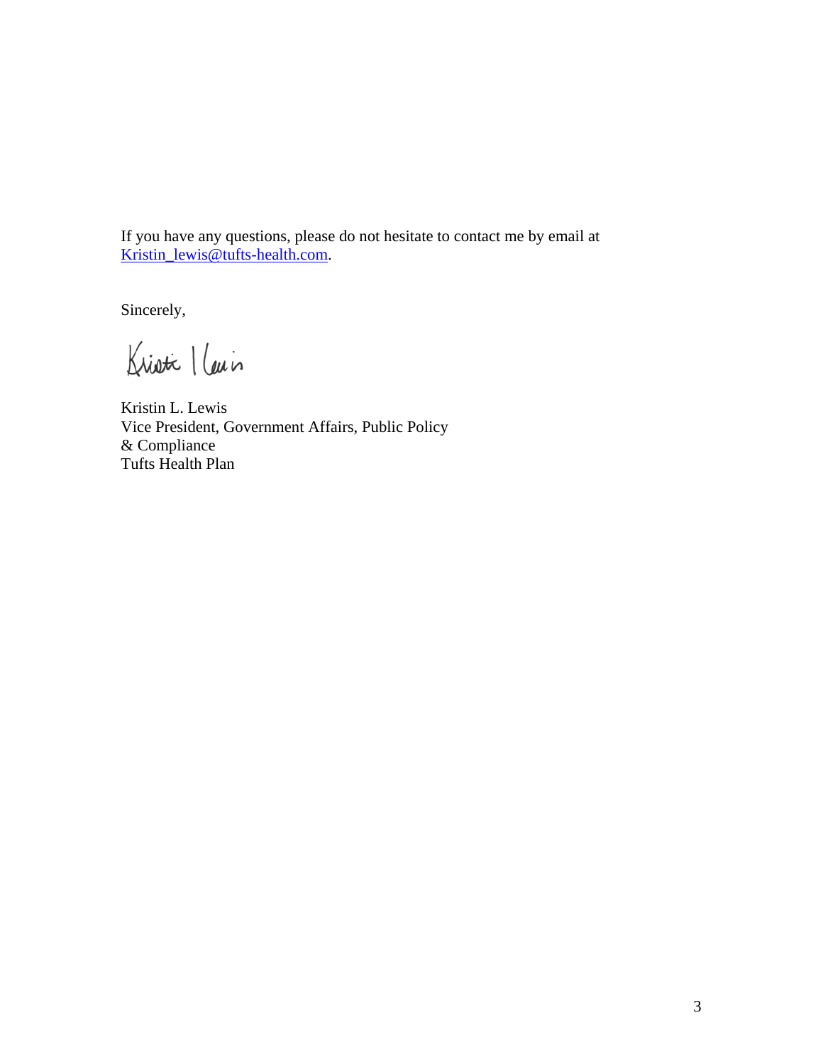If you have any questions, please do not hesitate to contact me by email at Kristin_lewis@tufts-health.com.

Sincerely,

Kristin L. Lewis
Vice President, Government Affairs, Public Policy
& Compliance
Tufts Health Plan